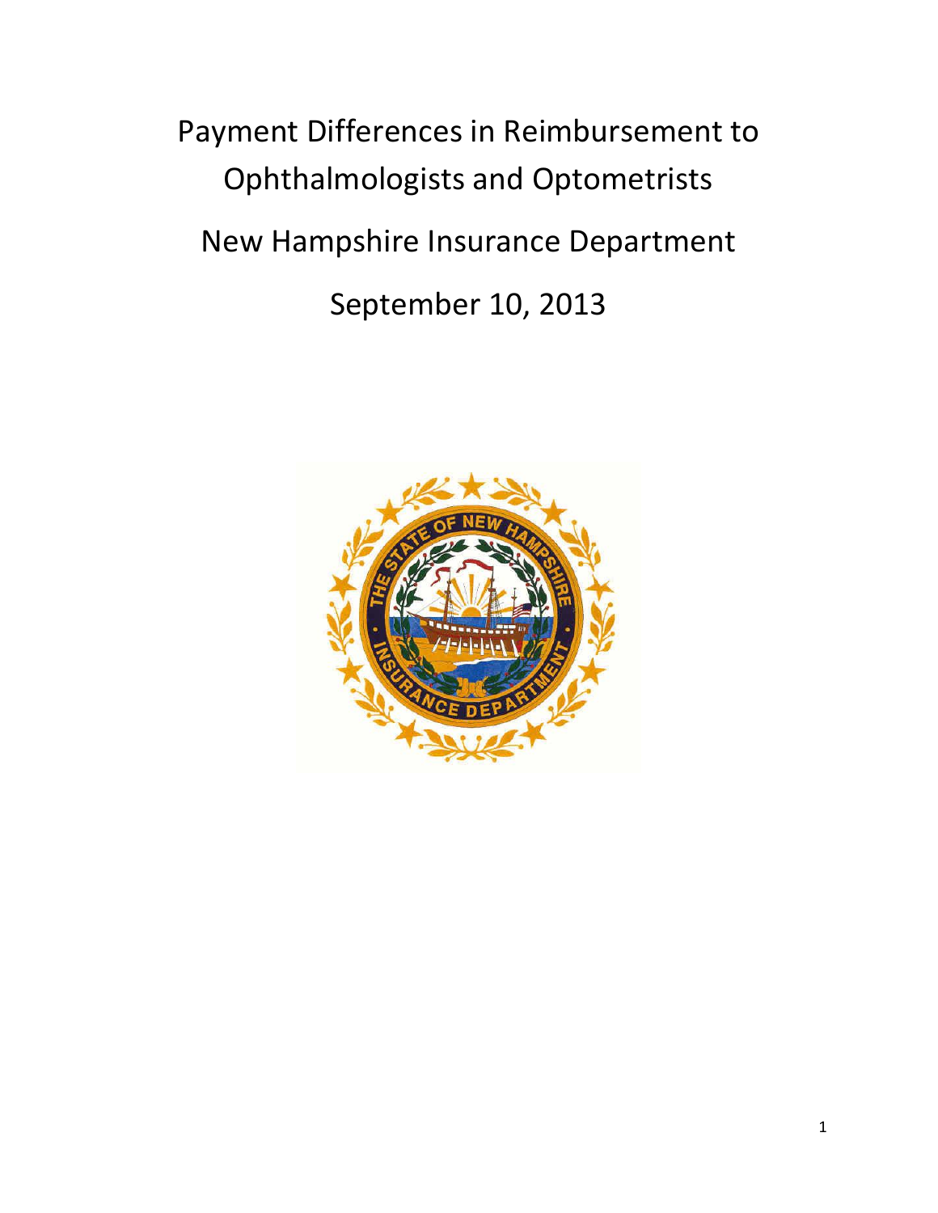# Payment Differences in Reimbursement to Ophthalmologists and Optometrists

## New Hampshire Insurance Department

## September 10, 2013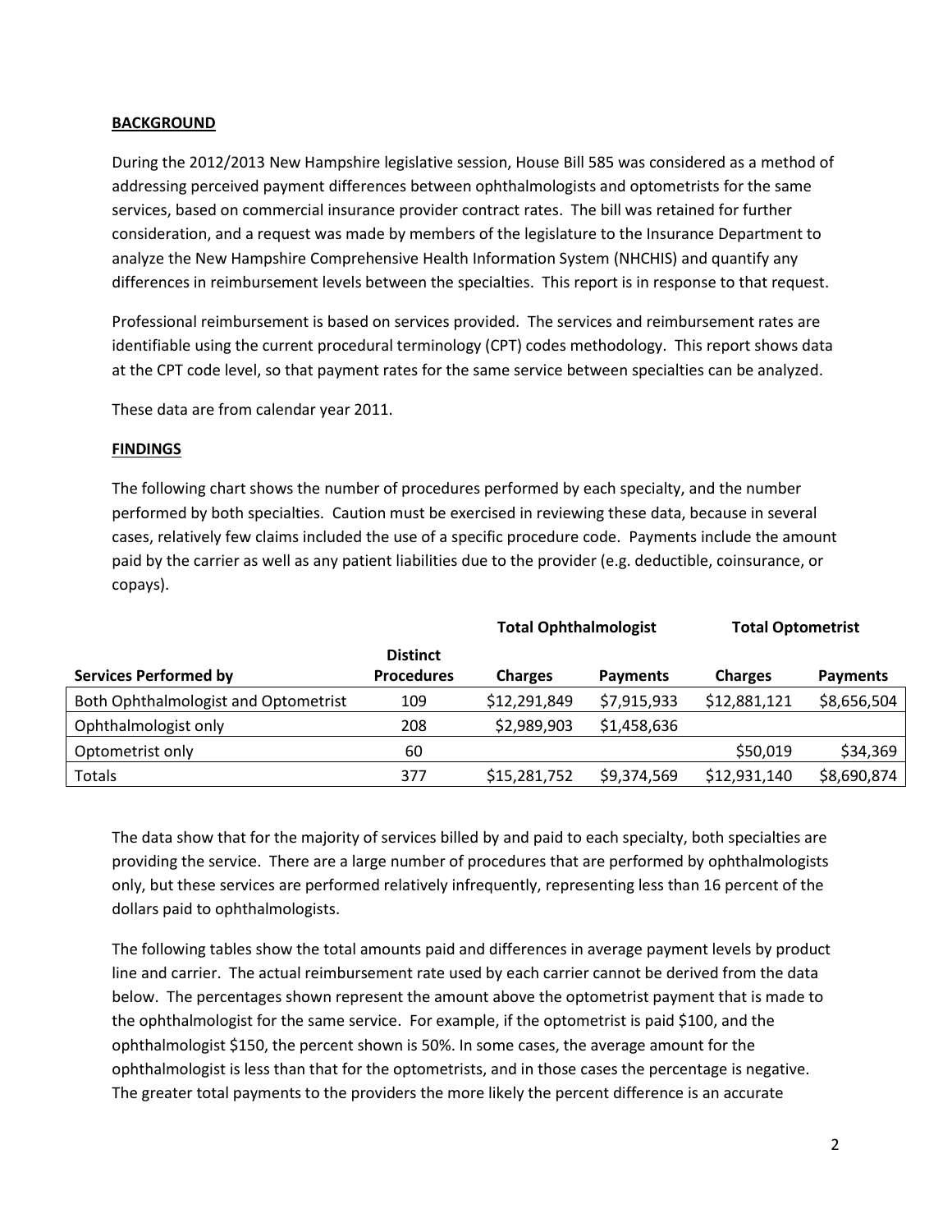**BACKGROUND**

During the 2012/2013 New Hampshire legislative session, House Bill 585 was considered as a method of addressing perceived payment differences between ophthalmologists and optometrists for the same services, based on commercial insurance provider contract rates. The bill was retained for further consideration, and a request was made by members of the legislature to the Insurance Department to analyze the New Hampshire Comprehensive Health Information System (NHCHIS) and quantify any differences in reimbursement levels between the specialties. This report is in response to that request.

Professional reimbursement is based on services provided. The services and reimbursement rates are identifiable using the current procedural terminology (CPT) codes methodology. This report shows data at the CPT code level, so that payment rates for the same service between specialties can be analyzed.

These data are from calendar year 2011.

**FINDINGS**

The following chart shows the number of procedures performed by each specialty, and the number performed by both specialties. Caution must be exercised in reviewing these data, because in several cases, relatively few claims included the use of a specific procedure code. Payments include the amount paid by the carrier as well as any patient liabilities due to the provider (e.g. deductible, coinsurance, or copays).

| | | Total Ophthalmologist | | Total Optometrist | |
|---|---|---|---|---|---|
| **Services Performed by** | **Distinct Procedures** | **Charges** | **Payments** | **Charges** | **Payments** |
| Both Ophthalmologist and Optometrist | 109 | $12,291,849 | $7,915,933 | $12,881,121 | $8,656,504 |
| Ophthalmologist only | 208 | $2,989,903 | $1,458,636 | | |
| Optometrist only | 60 | | | $50,019 | $34,369 |
| Totals | 377 | $15,281,752 | $9,374,569 | $12,931,140 | $8,690,874 |

The data show that for the majority of services billed by and paid to each specialty, both specialties are providing the service. There are a large number of procedures that are performed by ophthalmologists only, but these services are performed relatively infrequently, representing less than 16 percent of the dollars paid to ophthalmologists.

The following tables show the total amounts paid and differences in average payment levels by product line and carrier. The actual reimbursement rate used by each carrier cannot be derived from the data below. The percentages shown represent the amount above the optometrist payment that is made to the ophthalmologist for the same service. For example, if the optometrist is paid $100, and the ophthalmologist $150, the percent shown is 50%. In some cases, the average amount for the ophthalmologist is less than that for the optometrists, and in those cases the percentage is negative. The greater total payments to the providers the more likely the percent difference is an accurate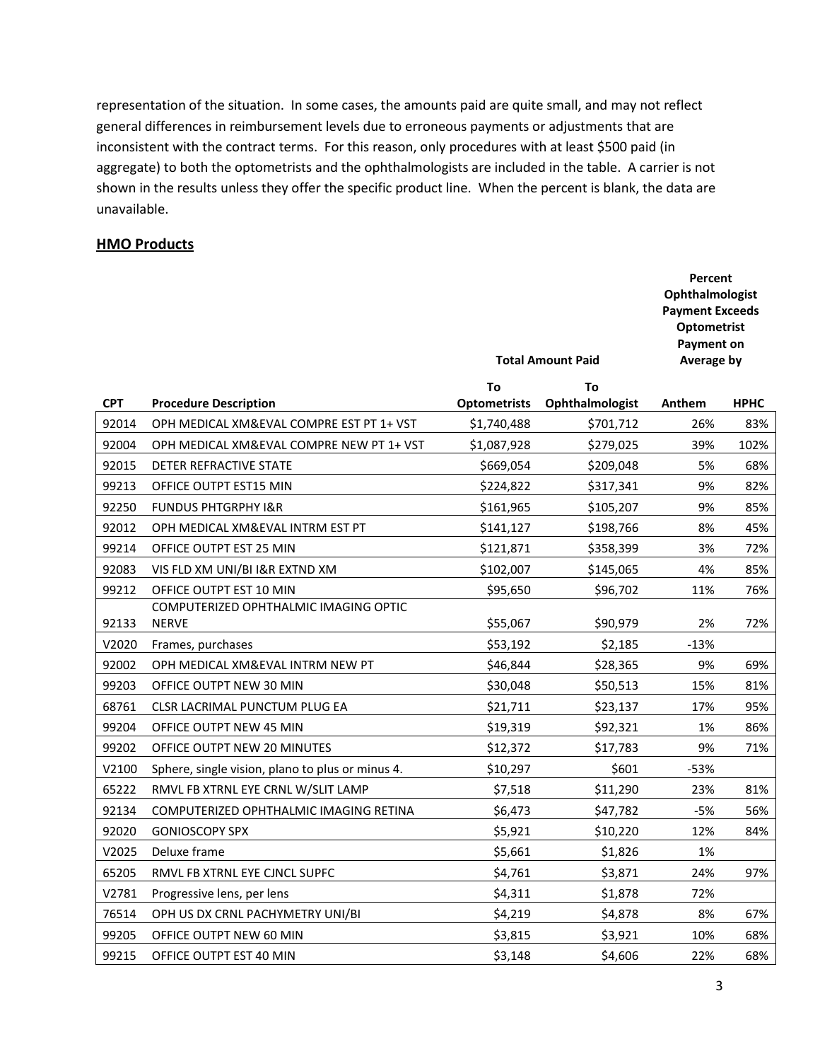representation of the situation. In some cases, the amounts paid are quite small, and may not reflect general differences in reimbursement levels due to erroneous payments or adjustments that are inconsistent with the contract terms. For this reason, only procedures with at least $500 paid (in aggregate) to both the optometrists and the ophthalmologists are included in the table. A carrier is not shown in the results unless they offer the specific product line. When the percent is blank, the data are unavailable.

## HMO Products

| | | Total Amount Paid | | Percent Ophthalmologist Payment Exceeds Optometrist Payment on Average by | |
|---|---|---|---|---|---|
| **CPT** | **Procedure Description** | **To Optometrists** | **To Ophthalmologist** | **Anthem** | **HPHC** |
| 92014 | OPH MEDICAL XM&EVAL COMPRE EST PT 1+ VST | $1,740,488 | $701,712 | 26% | 83% |
| 92004 | OPH MEDICAL XM&EVAL COMPRE NEW PT 1+ VST | $1,087,928 | $279,025 | 39% | 102% |
| 92015 | DETER REFRACTIVE STATE | $669,054 | $209,048 | 5% | 68% |
| 99213 | OFFICE OUTPT EST15 MIN | $224,822 | $317,341 | 9% | 82% |
| 92250 | FUNDUS PHTGRPHY I&R | $161,965 | $105,207 | 9% | 85% |
| 92012 | OPH MEDICAL XM&EVAL INTRM EST PT | $141,127 | $198,766 | 8% | 45% |
| 99214 | OFFICE OUTPT EST 25 MIN | $121,871 | $358,399 | 3% | 72% |
| 92083 | VIS FLD XM UNI/BI I&R EXTND XM | $102,007 | $145,065 | 4% | 85% |
| 99212 | OFFICE OUTPT EST 10 MIN | $95,650 | $96,702 | 11% | 76% |
| 92133 | COMPUTERIZED OPHTHALMIC IMAGING OPTIC NERVE | $55,067 | $90,979 | 2% | 72% |
| V2020 | Frames, purchases | $53,192 | $2,185 | -13% | |
| 92002 | OPH MEDICAL XM&EVAL INTRM NEW PT | $46,844 | $28,365 | 9% | 69% |
| 99203 | OFFICE OUTPT NEW 30 MIN | $30,048 | $50,513 | 15% | 81% |
| 68761 | CLSR LACRIMAL PUNCTUM PLUG EA | $21,711 | $23,137 | 17% | 95% |
| 99204 | OFFICE OUTPT NEW 45 MIN | $19,319 | $92,321 | 1% | 86% |
| 99202 | OFFICE OUTPT NEW 20 MINUTES | $12,372 | $17,783 | 9% | 71% |
| V2100 | Sphere, single vision, plano to plus or minus 4. | $10,297 | $601 | -53% | |
| 65222 | RMVL FB XTRNL EYE CRNL W/SLIT LAMP | $7,518 | $11,290 | 23% | 81% |
| 92134 | COMPUTERIZED OPHTHALMIC IMAGING RETINA | $6,473 | $47,782 | -5% | 56% |
| 92020 | GONIOSCOPY SPX | $5,921 | $10,220 | 12% | 84% |
| V2025 | Deluxe frame | $5,661 | $1,826 | 1% | |
| 65205 | RMVL FB XTRNL EYE CJNCL SUPFC | $4,761 | $3,871 | 24% | 97% |
| V2781 | Progressive lens, per lens | $4,311 | $1,878 | 72% | |
| 76514 | OPH US DX CRNL PACHYMETRY UNI/BI | $4,219 | $4,878 | 8% | 67% |
| 99205 | OFFICE OUTPT NEW 60 MIN | $3,815 | $3,921 | 10% | 68% |
| 99215 | OFFICE OUTPT EST 40 MIN | $3,148 | $4,606 | 22% | 68% |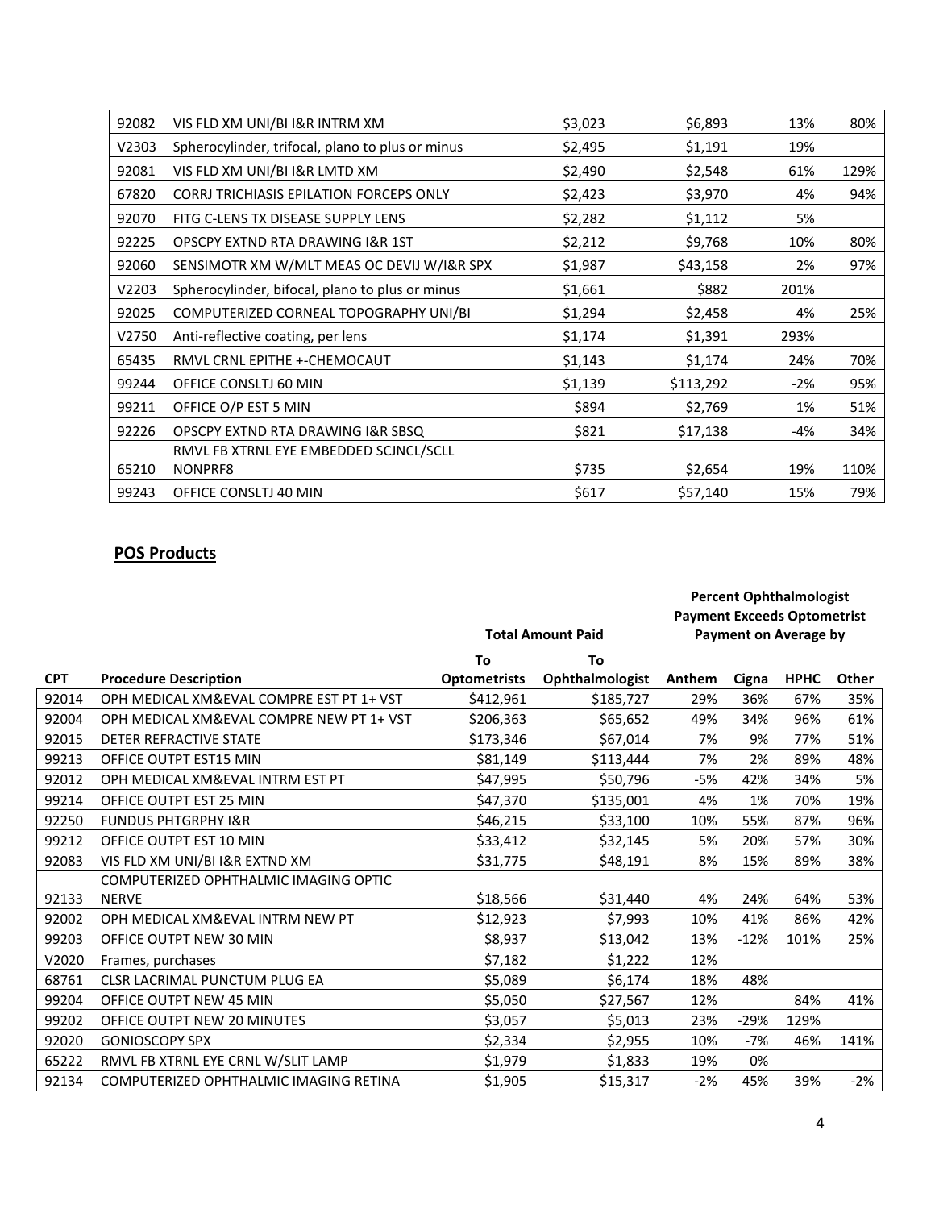| | | | | | |
|---|---|---|---|---|---|
| 92082 | VIS FLD XM UNI/BI I&R INTRM XM | $3,023 | $6,893 | 13% | 80% |
| V2303 | Spherocylinder, trifocal, plano to plus or minus | $2,495 | $1,191 | 19% | |
| 92081 | VIS FLD XM UNI/BI I&R LMTD XM | $2,490 | $2,548 | 61% | 129% |
| 67820 | CORRJ TRICHIASIS EPILATION FORCEPS ONLY | $2,423 | $3,970 | 4% | 94% |
| 92070 | FITG C-LENS TX DISEASE SUPPLY LENS | $2,282 | $1,112 | 5% | |
| 92225 | OPSCPY EXTND RTA DRAWING I&R 1ST | $2,212 | $9,768 | 10% | 80% |
| 92060 | SENSIMOTR XM W/MLT MEAS OC DEVIJ W/I&R SPX | $1,987 | $43,158 | 2% | 97% |
| V2203 | Spherocylinder, bifocal, plano to plus or minus | $1,661 | $882 | 201% | |
| 92025 | COMPUTERIZED CORNEAL TOPOGRAPHY UNI/BI | $1,294 | $2,458 | 4% | 25% |
| V2750 | Anti-reflective coating, per lens | $1,174 | $1,391 | 293% | |
| 65435 | RMVL CRNL EPITHE +-CHEMOCAUT | $1,143 | $1,174 | 24% | 70% |
| 99244 | OFFICE CONSLTJ 60 MIN | $1,139 | $113,292 | -2% | 95% |
| 99211 | OFFICE O/P EST 5 MIN | $894 | $2,769 | 1% | 51% |
| 92226 | OPSCPY EXTND RTA DRAWING I&R SBSQ | $821 | $17,138 | -4% | 34% |
| 65210 | RMVL FB XTRNL EYE EMBEDDED SCJNCL/SCLL NONPRF8 | $735 | $2,654 | 19% | 110% |
| 99243 | OFFICE CONSLTJ 40 MIN | $617 | $57,140 | 15% | 79% |

## POS Products

| | | Total Amount Paid | | Percent Ophthalmologist Payment Exceeds Optometrist Payment on Average by | | | |
|---|---|---|---|---|---|---|---|
| **CPT** | **Procedure Description** | **To Optometrists** | **To Ophthalmologist** | **Anthem** | **Cigna** | **HPHC** | **Other** |
| 92014 | OPH MEDICAL XM&EVAL COMPRE EST PT 1+ VST | $412,961 | $185,727 | 29% | 36% | 67% | 35% |
| 92004 | OPH MEDICAL XM&EVAL COMPRE NEW PT 1+ VST | $206,363 | $65,652 | 49% | 34% | 96% | 61% |
| 92015 | DETER REFRACTIVE STATE | $173,346 | $67,014 | 7% | 9% | 77% | 51% |
| 99213 | OFFICE OUTPT EST15 MIN | $81,149 | $113,444 | 7% | 2% | 89% | 48% |
| 92012 | OPH MEDICAL XM&EVAL INTRM EST PT | $47,995 | $50,796 | -5% | 42% | 34% | 5% |
| 99214 | OFFICE OUTPT EST 25 MIN | $47,370 | $135,001 | 4% | 1% | 70% | 19% |
| 92250 | FUNDUS PHTGRPHY I&R | $46,215 | $33,100 | 10% | 55% | 87% | 96% |
| 99212 | OFFICE OUTPT EST 10 MIN | $33,412 | $32,145 | 5% | 20% | 57% | 30% |
| 92083 | VIS FLD XM UNI/BI I&R EXTND XM | $31,775 | $48,191 | 8% | 15% | 89% | 38% |
| 92133 | COMPUTERIZED OPHTHALMIC IMAGING OPTIC NERVE | $18,566 | $31,440 | 4% | 24% | 64% | 53% |
| 92002 | OPH MEDICAL XM&EVAL INTRM NEW PT | $12,923 | $7,993 | 10% | 41% | 86% | 42% |
| 99203 | OFFICE OUTPT NEW 30 MIN | $8,937 | $13,042 | 13% | -12% | 101% | 25% |
| V2020 | Frames, purchases | $7,182 | $1,222 | 12% | | | |
| 68761 | CLSR LACRIMAL PUNCTUM PLUG EA | $5,089 | $6,174 | 18% | 48% | | |
| 99204 | OFFICE OUTPT NEW 45 MIN | $5,050 | $27,567 | 12% | | 84% | 41% |
| 99202 | OFFICE OUTPT NEW 20 MINUTES | $3,057 | $5,013 | 23% | -29% | 129% | |
| 92020 | GONIOSCOPY SPX | $2,334 | $2,955 | 10% | -7% | 46% | 141% |
| 65222 | RMVL FB XTRNL EYE CRNL W/SLIT LAMP | $1,979 | $1,833 | 19% | 0% | | |
| 92134 | COMPUTERIZED OPHTHALMIC IMAGING RETINA | $1,905 | $15,317 | -2% | 45% | 39% | -2% |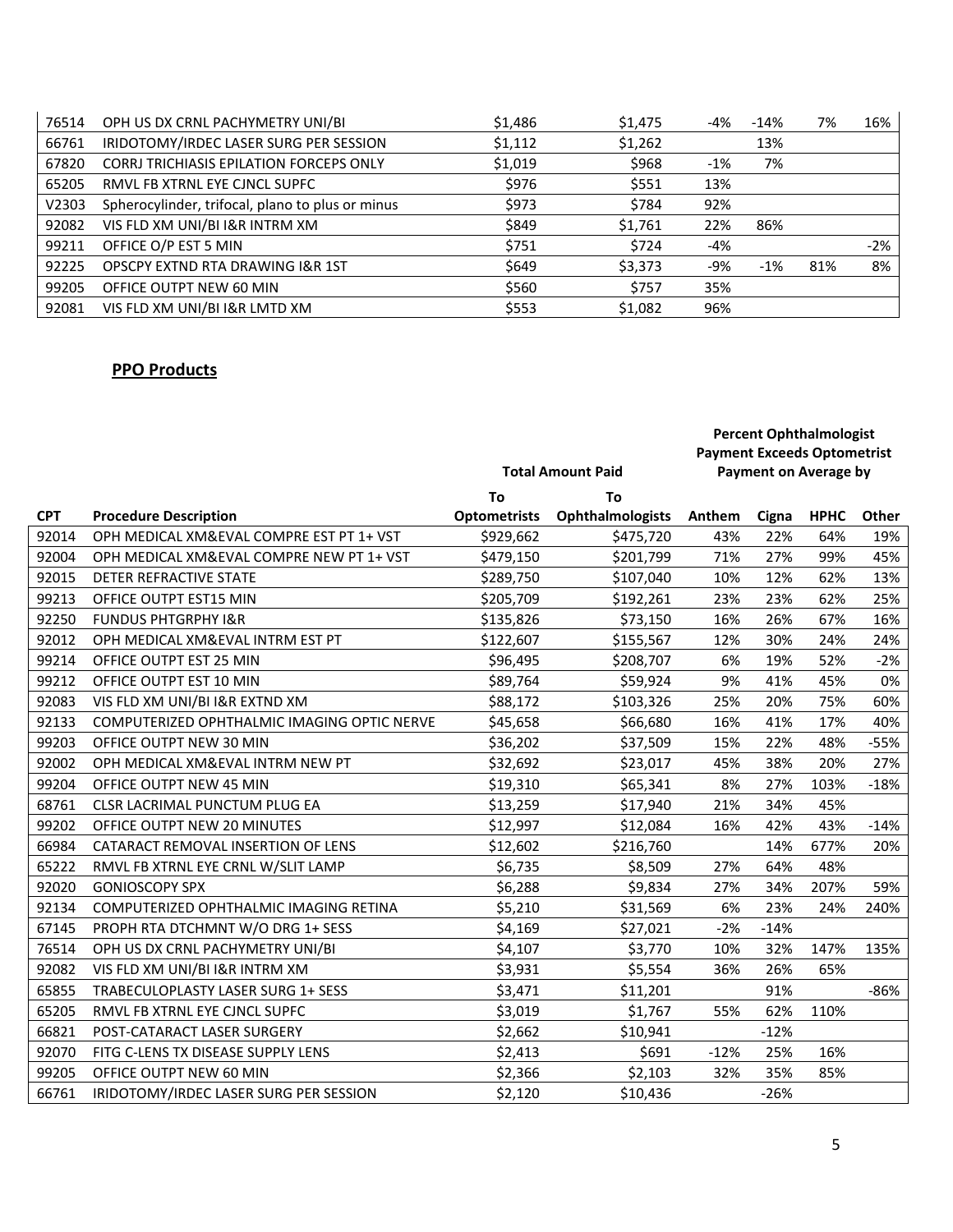| CPT | Procedure Description | To Optometrists | To Ophthalmologists | Anthem | Cigna | HPHC | Other |
|---|---|---|---|---|---|---|---|
| 76514 | OPH US DX CRNL PACHYMETRY UNI/BI | $1,486 | $1,475 | -4% | -14% | 7% | 16% |
| 66761 | IRIDOTOMY/IRDEC LASER SURG PER SESSION | $1,112 | $1,262 | | 13% | | |
| 67820 | CORRJ TRICHIASIS EPILATION FORCEPS ONLY | $1,019 | $968 | -1% | 7% | | |
| 65205 | RMVL FB XTRNL EYE CJNCL SUPFC | $976 | $551 | 13% | | | |
| V2303 | Spherocylinder, trifocal, plano to plus or minus | $973 | $784 | 92% | | | |
| 92082 | VIS FLD XM UNI/BI I&R INTRM XM | $849 | $1,761 | 22% | 86% | | |
| 99211 | OFFICE O/P EST 5 MIN | $751 | $724 | -4% | | | -2% |
| 92225 | OPSCPY EXTND RTA DRAWING I&R 1ST | $649 | $3,373 | -9% | -1% | 81% | 8% |
| 99205 | OFFICE OUTPT NEW 60 MIN | $560 | $757 | 35% | | | |
| 92081 | VIS FLD XM UNI/BI I&R LMTD XM | $553 | $1,082 | 96% | | | |

## PPO Products

| | | Total Amount Paid | | Percent Ophthalmologist Payment Exceeds Optometrist Payment on Average by | | | |
|---|---|---|---|---|---|---|---|
| CPT | Procedure Description | To Optometrists | To Ophthalmologists | Anthem | Cigna | HPHC | Other |
| 92014 | OPH MEDICAL XM&EVAL COMPRE EST PT 1+ VST | $929,662 | $475,720 | 43% | 22% | 64% | 19% |
| 92004 | OPH MEDICAL XM&EVAL COMPRE NEW PT 1+ VST | $479,150 | $201,799 | 71% | 27% | 99% | 45% |
| 92015 | DETER REFRACTIVE STATE | $289,750 | $107,040 | 10% | 12% | 62% | 13% |
| 99213 | OFFICE OUTPT EST15 MIN | $205,709 | $192,261 | 23% | 23% | 62% | 25% |
| 92250 | FUNDUS PHTGRPHY I&R | $135,826 | $73,150 | 16% | 26% | 67% | 16% |
| 92012 | OPH MEDICAL XM&EVAL INTRM EST PT | $122,607 | $155,567 | 12% | 30% | 24% | 24% |
| 99214 | OFFICE OUTPT EST 25 MIN | $96,495 | $208,707 | 6% | 19% | 52% | -2% |
| 99212 | OFFICE OUTPT EST 10 MIN | $89,764 | $59,924 | 9% | 41% | 45% | 0% |
| 92083 | VIS FLD XM UNI/BI I&R EXTND XM | $88,172 | $103,326 | 25% | 20% | 75% | 60% |
| 92133 | COMPUTERIZED OPHTHALMIC IMAGING OPTIC NERVE | $45,658 | $66,680 | 16% | 41% | 17% | 40% |
| 99203 | OFFICE OUTPT NEW 30 MIN | $36,202 | $37,509 | 15% | 22% | 48% | -55% |
| 92002 | OPH MEDICAL XM&EVAL INTRM NEW PT | $32,692 | $23,017 | 45% | 38% | 20% | 27% |
| 99204 | OFFICE OUTPT NEW 45 MIN | $19,310 | $65,341 | 8% | 27% | 103% | -18% |
| 68761 | CLSR LACRIMAL PUNCTUM PLUG EA | $13,259 | $17,940 | 21% | 34% | 45% | |
| 99202 | OFFICE OUTPT NEW 20 MINUTES | $12,997 | $12,084 | 16% | 42% | 43% | -14% |
| 66984 | CATARACT REMOVAL INSERTION OF LENS | $12,602 | $216,760 | | 14% | 677% | 20% |
| 65222 | RMVL FB XTRNL EYE CRNL W/SLIT LAMP | $6,735 | $8,509 | 27% | 64% | 48% | |
| 92020 | GONIOSCOPY SPX | $6,288 | $9,834 | 27% | 34% | 207% | 59% |
| 92134 | COMPUTERIZED OPHTHALMIC IMAGING RETINA | $5,210 | $31,569 | 6% | 23% | 24% | 240% |
| 67145 | PROPH RTA DTCHMNT W/O DRG 1+ SESS | $4,169 | $27,021 | -2% | -14% | | |
| 76514 | OPH US DX CRNL PACHYMETRY UNI/BI | $4,107 | $3,770 | 10% | 32% | 147% | 135% |
| 92082 | VIS FLD XM UNI/BI I&R INTRM XM | $3,931 | $5,554 | 36% | 26% | 65% | |
| 65855 | TRABECULOPLASTY LASER SURG 1+ SESS | $3,471 | $11,201 | | 91% | | -86% |
| 65205 | RMVL FB XTRNL EYE CJNCL SUPFC | $3,019 | $1,767 | 55% | 62% | 110% | |
| 66821 | POST-CATARACT LASER SURGERY | $2,662 | $10,941 | | -12% | | |
| 92070 | FITG C-LENS TX DISEASE SUPPLY LENS | $2,413 | $691 | -12% | 25% | 16% | |
| 99205 | OFFICE OUTPT NEW 60 MIN | $2,366 | $2,103 | 32% | 35% | 85% | |
| 66761 | IRIDOTOMY/IRDEC LASER SURG PER SESSION | $2,120 | $10,436 | | -26% | | |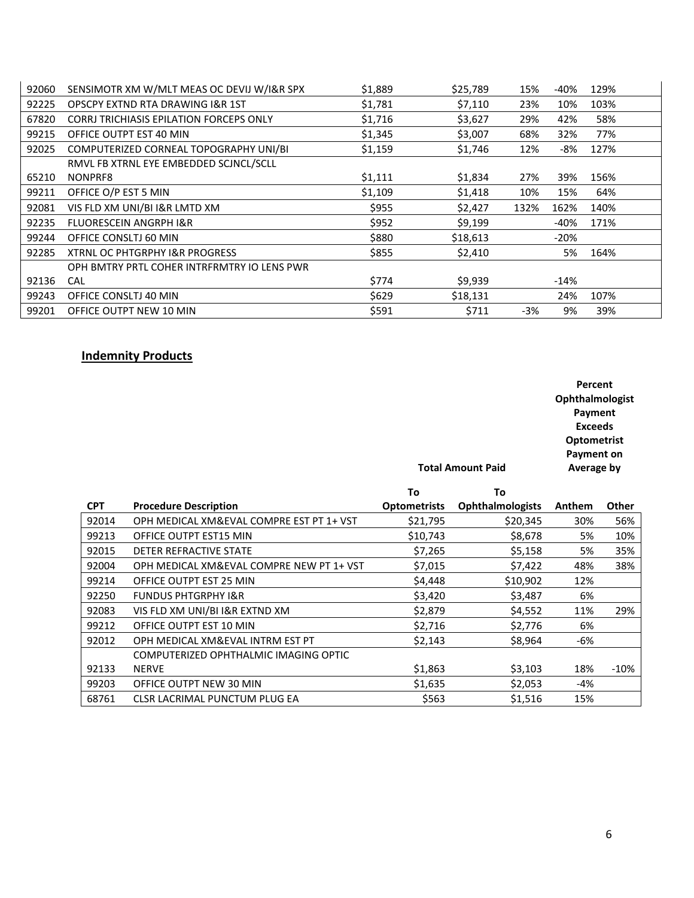| | | | | | | |
|---|---|---|---|---|---|---|
| 92060 | SENSIMOTR XM W/MLT MEAS OC DEVIJ W/I&R SPX | $1,889 | $25,789 | 15% | -40% | 129% |
| 92225 | OPSCPY EXTND RTA DRAWING I&R 1ST | $1,781 | $7,110 | 23% | 10% | 103% |
| 67820 | CORRJ TRICHIASIS EPILATION FORCEPS ONLY | $1,716 | $3,627 | 29% | 42% | 58% |
| 99215 | OFFICE OUTPT EST 40 MIN | $1,345 | $3,007 | 68% | 32% | 77% |
| 92025 | COMPUTERIZED CORNEAL TOPOGRAPHY UNI/BI | $1,159 | $1,746 | 12% | -8% | 127% |
| 65210 | RMVL FB XTRNL EYE EMBEDDED SCJNCL/SCLL NONPRF8 | $1,111 | $1,834 | 27% | 39% | 156% |
| 99211 | OFFICE O/P EST 5 MIN | $1,109 | $1,418 | 10% | 15% | 64% |
| 92081 | VIS FLD XM UNI/BI I&R LMTD XM | $955 | $2,427 | 132% | 162% | 140% |
| 92235 | FLUORESCEIN ANGRPH I&R | $952 | $9,199 | | -40% | 171% |
| 99244 | OFFICE CONSLTJ 60 MIN | $880 | $18,613 | | -20% | |
| 92285 | XTRNL OC PHTGRPHY I&R PROGRESS | $855 | $2,410 | | 5% | 164% |
| 92136 | OPH BMTRY PRTL COHER INTRFRMTRY IO LENS PWR CAL | $774 | $9,939 | | -14% | |
| 99243 | OFFICE CONSLTJ 40 MIN | $629 | $18,131 | | 24% | 107% |
| 99201 | OFFICE OUTPT NEW 10 MIN | $591 | $711 | -3% | 9% | 39% |

## Indemnity Products

| | | Total Amount Paid | | Percent Ophthalmologist Payment Exceeds Optometrist Payment on Average by | |
|---|---|---|---|---|---|
| CPT | Procedure Description | To Optometrists | To Ophthalmologists | Anthem | Other |
| 92014 | OPH MEDICAL XM&EVAL COMPRE EST PT 1+ VST | $21,795 | $20,345 | 30% | 56% |
| 99213 | OFFICE OUTPT EST15 MIN | $10,743 | $8,678 | 5% | 10% |
| 92015 | DETER REFRACTIVE STATE | $7,265 | $5,158 | 5% | 35% |
| 92004 | OPH MEDICAL XM&EVAL COMPRE NEW PT 1+ VST | $7,015 | $7,422 | 48% | 38% |
| 99214 | OFFICE OUTPT EST 25 MIN | $4,448 | $10,902 | 12% | |
| 92250 | FUNDUS PHTGRPHY I&R | $3,420 | $3,487 | 6% | |
| 92083 | VIS FLD XM UNI/BI I&R EXTND XM | $2,879 | $4,552 | 11% | 29% |
| 99212 | OFFICE OUTPT EST 10 MIN | $2,716 | $2,776 | 6% | |
| 92012 | OPH MEDICAL XM&EVAL INTRM EST PT | $2,143 | $8,964 | -6% | |
| 92133 | COMPUTERIZED OPHTHALMIC IMAGING OPTIC NERVE | $1,863 | $3,103 | 18% | -10% |
| 99203 | OFFICE OUTPT NEW 30 MIN | $1,635 | $2,053 | -4% | |
| 68761 | CLSR LACRIMAL PUNCTUM PLUG EA | $563 | $1,516 | 15% | |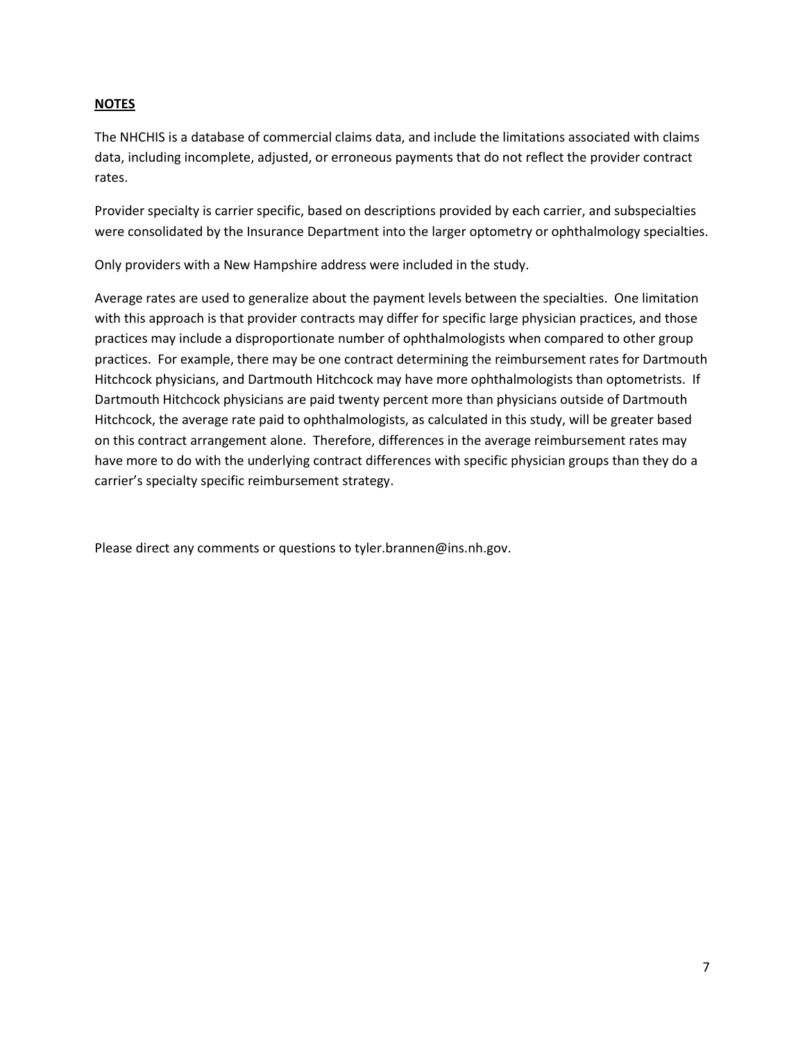**NOTES**

The NHCHIS is a database of commercial claims data, and include the limitations associated with claims data, including incomplete, adjusted, or erroneous payments that do not reflect the provider contract rates.

Provider specialty is carrier specific, based on descriptions provided by each carrier, and subspecialties were consolidated by the Insurance Department into the larger optometry or ophthalmology specialties.

Only providers with a New Hampshire address were included in the study.

Average rates are used to generalize about the payment levels between the specialties. One limitation with this approach is that provider contracts may differ for specific large physician practices, and those practices may include a disproportionate number of ophthalmologists when compared to other group practices. For example, there may be one contract determining the reimbursement rates for Dartmouth Hitchcock physicians, and Dartmouth Hitchcock may have more ophthalmologists than optometrists. If Dartmouth Hitchcock physicians are paid twenty percent more than physicians outside of Dartmouth Hitchcock, the average rate paid to ophthalmologists, as calculated in this study, will be greater based on this contract arrangement alone. Therefore, differences in the average reimbursement rates may have more to do with the underlying contract differences with specific physician groups than they do a carrier's specialty specific reimbursement strategy.

Please direct any comments or questions to tyler.brannen@ins.nh.gov.